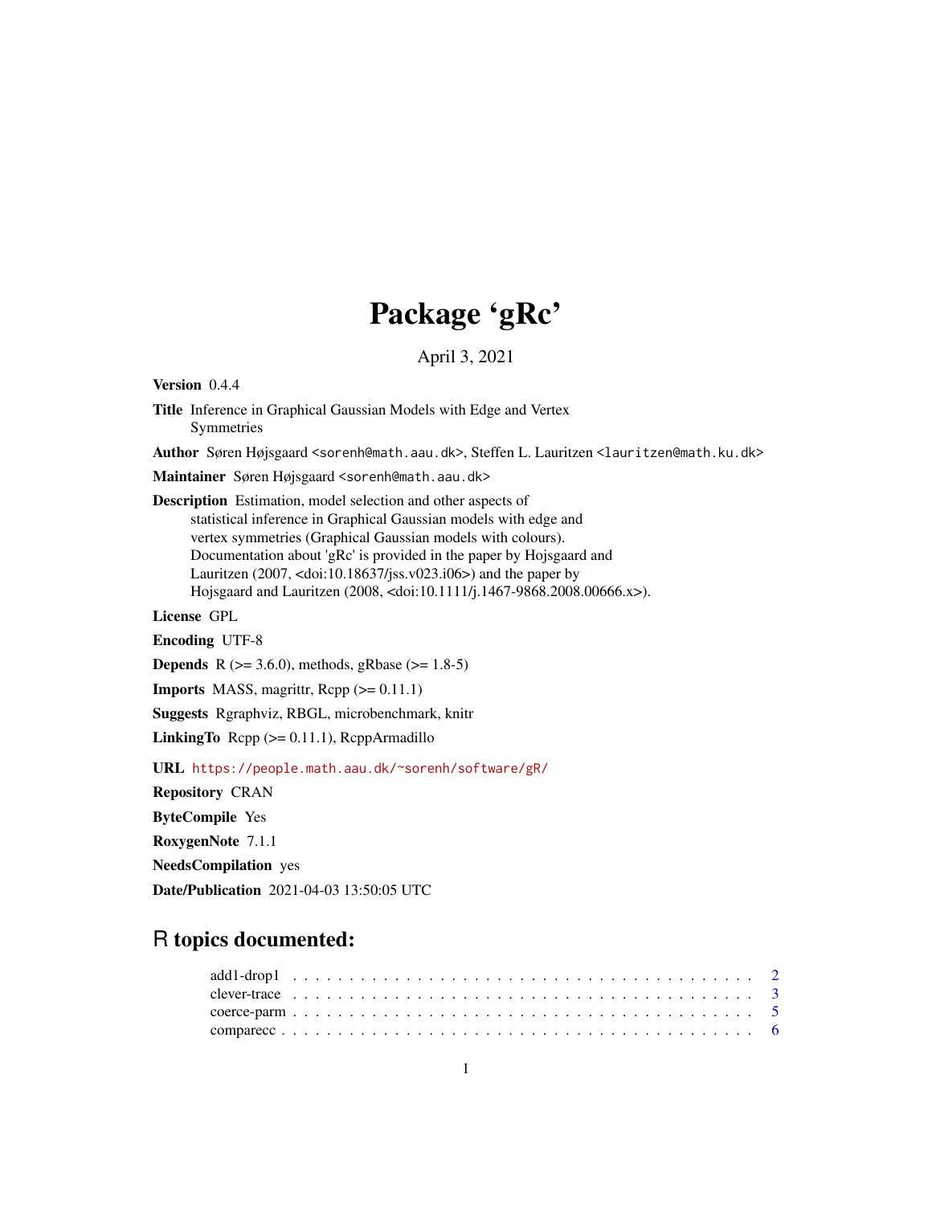# Package 'gRc'

April 3, 2021

**Version** 0.4.4

**Title** Inference in Graphical Gaussian Models with Edge and Vertex Symmetries

**Author** Søren Højsgaard <sorenh@math.aau.dk>, Steffen L. Lauritzen <lauritzen@math.ku.dk>

**Maintainer** Søren Højsgaard <sorenh@math.aau.dk>

**Description** Estimation, model selection and other aspects of statistical inference in Graphical Gaussian models with edge and vertex symmetries (Graphical Gaussian models with colours). Documentation about 'gRc' is provided in the paper by Hojsgaard and Lauritzen (2007, <doi:10.18637/jss.v023.i06>) and the paper by Hojsgaard and Lauritzen (2008, <doi:10.1111/j.1467-9868.2008.00666.x>).

**License** GPL

**Encoding** UTF-8

**Depends** R (>= 3.6.0), methods, gRbase (>= 1.8-5)

**Imports** MASS, magrittr, Rcpp (>= 0.11.1)

**Suggests** Rgraphviz, RBGL, microbenchmark, knitr

**LinkingTo** Rcpp (>= 0.11.1), RcppArmadillo

**URL** https://people.math.aau.dk/~sorenh/software/gR/

**Repository** CRAN

**ByteCompile** Yes

**RoxygenNote** 7.1.1

**NeedsCompilation** yes

**Date/Publication** 2021-04-03 13:50:05 UTC

## R topics documented:

add1-drop1 . . . . . . . . . . . . . . . . . . . . . . . . . . . . . . . . . . . . . . . . 2
clever-trace . . . . . . . . . . . . . . . . . . . . . . . . . . . . . . . . . . . . . . . . 3
coerce-parm . . . . . . . . . . . . . . . . . . . . . . . . . . . . . . . . . . . . . . . . 5
comparecc . . . . . . . . . . . . . . . . . . . . . . . . . . . . . . . . . . . . . . . . 6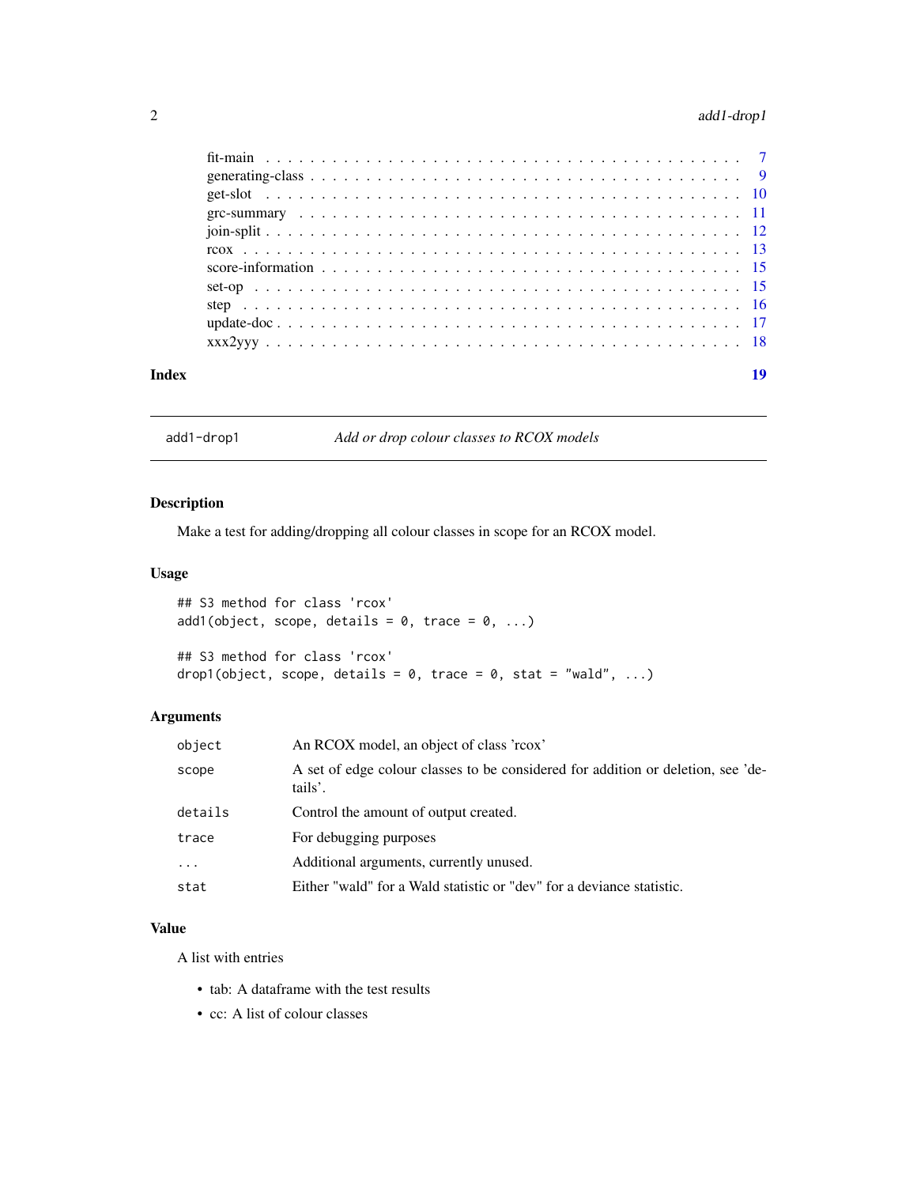fit-main . . . . . . . . . . . . . . . . . . . . . . . . . . . . . . . . . . . . . . . . 7
generating-class . . . . . . . . . . . . . . . . . . . . . . . . . . . . . . . . . . . . 9
get-slot . . . . . . . . . . . . . . . . . . . . . . . . . . . . . . . . . . . . . . . . 10
grc-summary . . . . . . . . . . . . . . . . . . . . . . . . . . . . . . . . . . . . . . 11
join-split . . . . . . . . . . . . . . . . . . . . . . . . . . . . . . . . . . . . . . . 12
rcox . . . . . . . . . . . . . . . . . . . . . . . . . . . . . . . . . . . . . . . . . . 13
score-information . . . . . . . . . . . . . . . . . . . . . . . . . . . . . . . . . . . 15
set-op . . . . . . . . . . . . . . . . . . . . . . . . . . . . . . . . . . . . . . . . . 15
step . . . . . . . . . . . . . . . . . . . . . . . . . . . . . . . . . . . . . . . . . . 16
update-doc . . . . . . . . . . . . . . . . . . . . . . . . . . . . . . . . . . . . . . . 17
xxx2yyy . . . . . . . . . . . . . . . . . . . . . . . . . . . . . . . . . . . . . . . . 18

**Index** **19**

---

`add1-drop1` *Add or drop colour classes to RCOX models*

---

## Description

Make a test for adding/dropping all colour classes in scope for an RCOX model.

## Usage

```
## S3 method for class 'rcox'
add1(object, scope, details = 0, trace = 0, ...)

## S3 method for class 'rcox'
drop1(object, scope, details = 0, trace = 0, stat = "wald", ...)
```

## Arguments

| | |
|---|---|
| `object` | An RCOX model, an object of class 'rcox' |
| `scope` | A set of edge colour classes to be considered for addition or deletion, see 'details'. |
| `details` | Control the amount of output created. |
| `trace` | For debugging purposes |
| `...` | Additional arguments, currently unused. |
| `stat` | Either "wald" for a Wald statistic or "dev" for a deviance statistic. |

## Value

A list with entries

- tab: A dataframe with the test results
- cc: A list of colour classes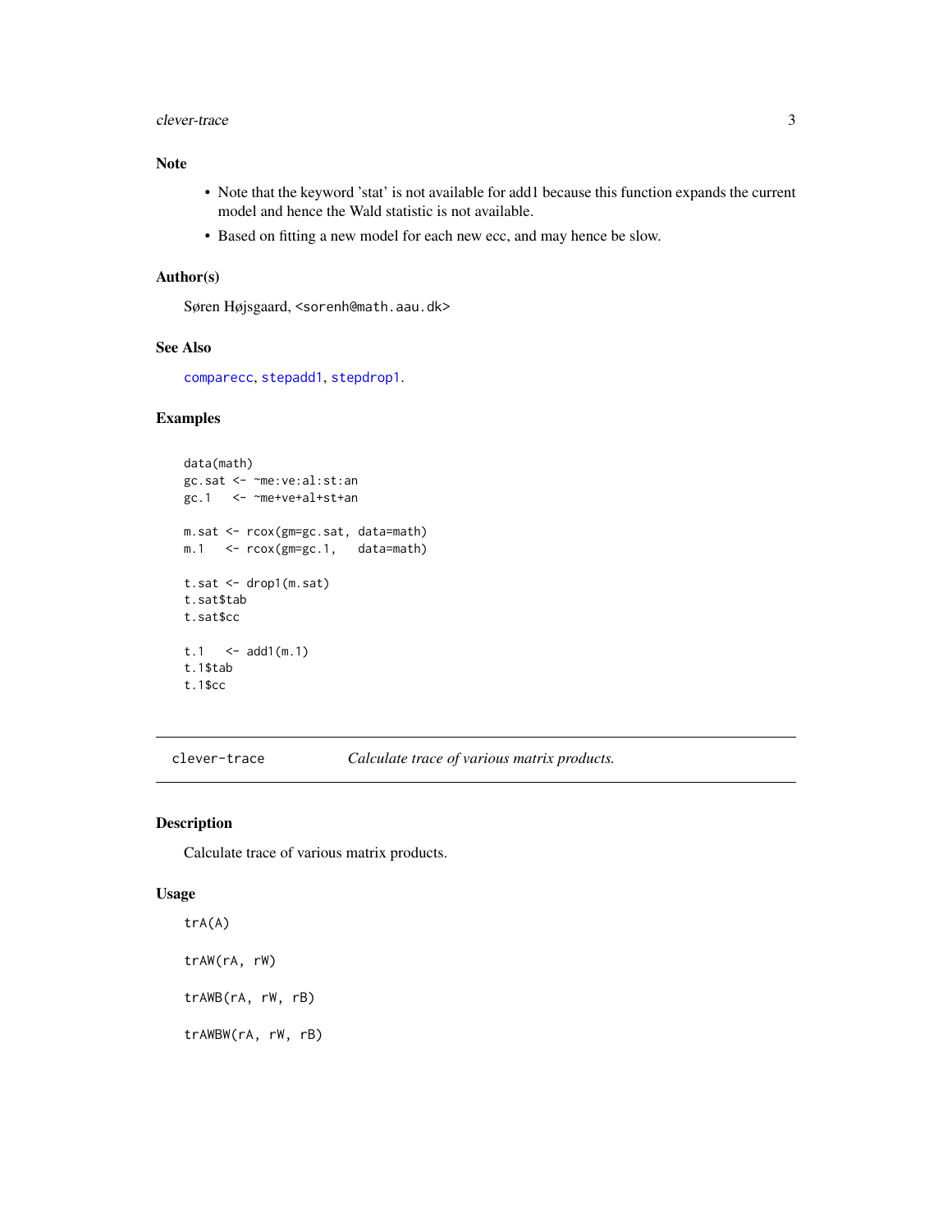## Note

- Note that the keyword 'stat' is not available for add1 because this function expands the current model and hence the Wald statistic is not available.
- Based on fitting a new model for each new ecc, and may hence be slow.

## Author(s)

Søren Højsgaard, <sorenh@math.aau.dk>

## See Also

comparecc, stepadd1, stepdrop1.

## Examples

```
data(math)
gc.sat <- ~me:ve:al:st:an
gc.1   <- ~me+ve+al+st+an

m.sat <- rcox(gm=gc.sat, data=math)
m.1   <- rcox(gm=gc.1,   data=math)

t.sat <- drop1(m.sat)
t.sat$tab
t.sat$cc

t.1   <- add1(m.1)
t.1$tab
t.1$cc
```

---

# clever-trace — *Calculate trace of various matrix products.*

## Description

Calculate trace of various matrix products.

## Usage

```
trA(A)

trAW(rA, rW)

trAWB(rA, rW, rB)

trAWBW(rA, rW, rB)
```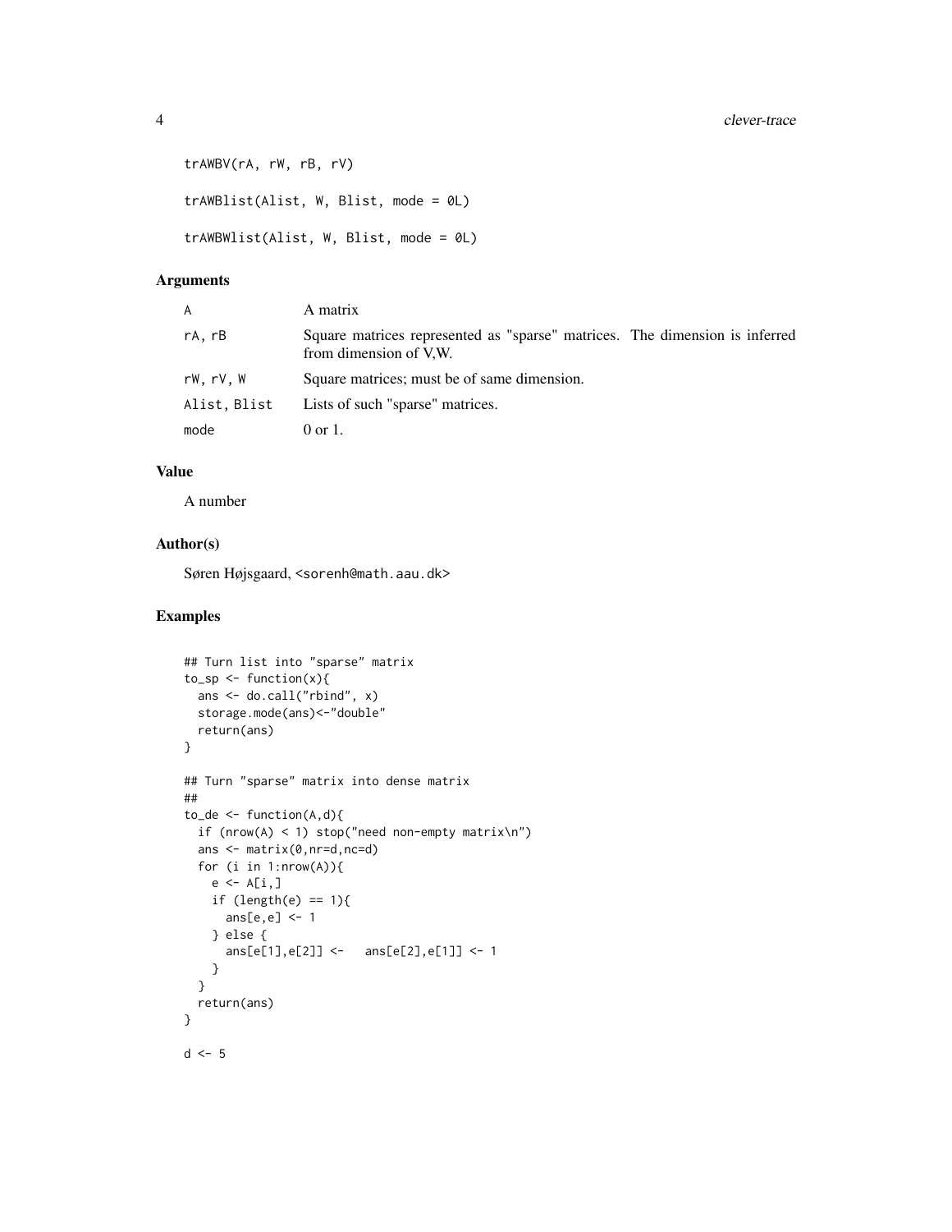```
trAWBV(rA, rW, rB, rV)

trAWBlist(Alist, W, Blist, mode = 0L)

trAWBWlist(Alist, W, Blist, mode = 0L)
```

## Arguments

| | |
|---|---|
| A | A matrix |
| rA, rB | Square matrices represented as "sparse" matrices. The dimension is inferred from dimension of V,W. |
| rW, rV, W | Square matrices; must be of same dimension. |
| Alist, Blist | Lists of such "sparse" matrices. |
| mode | 0 or 1. |

## Value

A number

## Author(s)

Søren Højsgaard, <sorenh@math.aau.dk>

## Examples

```
## Turn list into "sparse" matrix
to_sp <- function(x){
  ans <- do.call("rbind", x)
  storage.mode(ans)<-"double"
  return(ans)
}

## Turn "sparse" matrix into dense matrix
##
to_de <- function(A,d){
  if (nrow(A) < 1) stop("need non-empty matrix\n")
  ans <- matrix(0,nr=d,nc=d)
  for (i in 1:nrow(A)){
    e <- A[i,]
    if (length(e) == 1){
      ans[e,e] <- 1
    } else {
      ans[e[1],e[2]] <-   ans[e[2],e[1]] <- 1
    }
  }
  return(ans)
}

d <- 5
```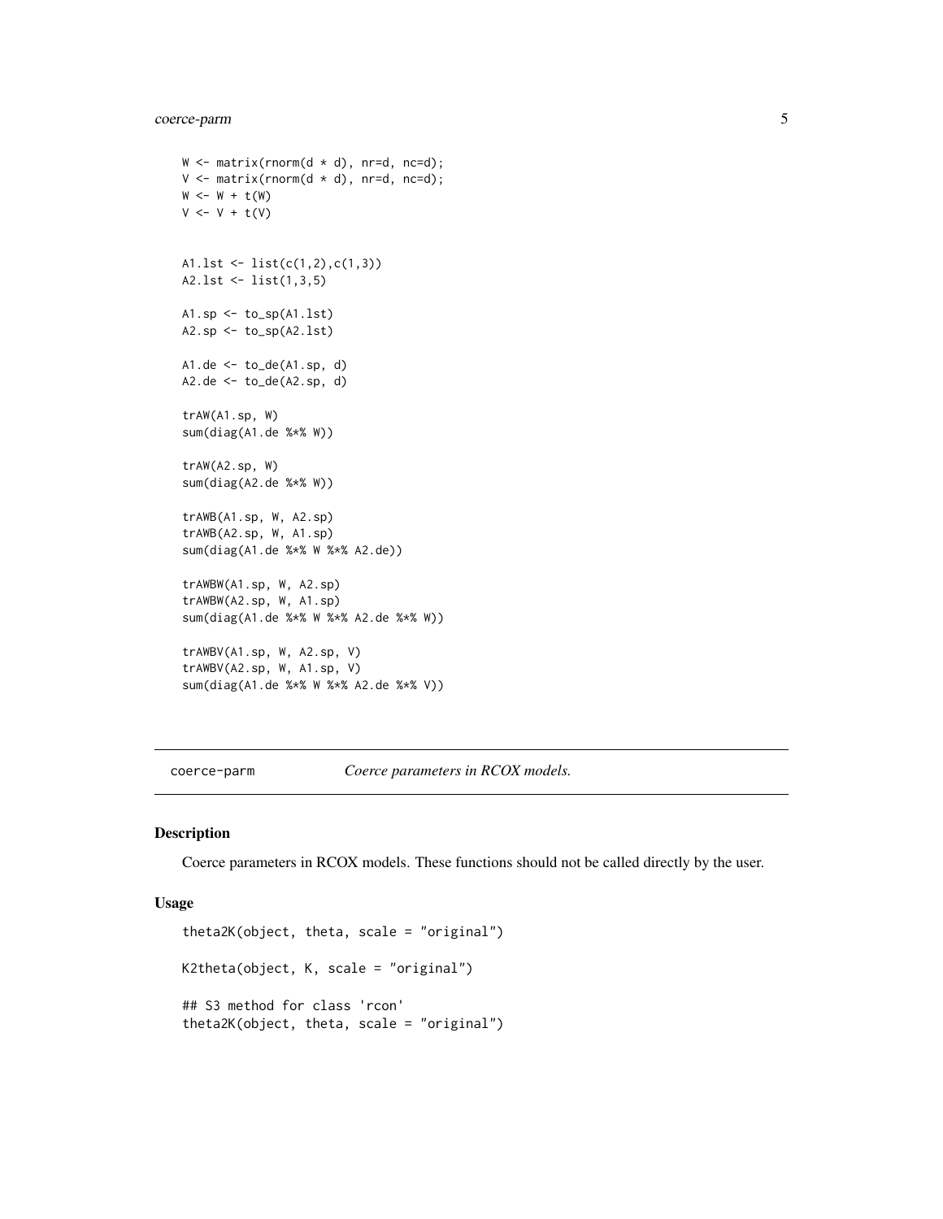```
W <- matrix(rnorm(d * d), nr=d, nc=d);
V <- matrix(rnorm(d * d), nr=d, nc=d);
W <- W + t(W)
V <- V + t(V)


A1.lst <- list(c(1,2),c(1,3))
A2.lst <- list(1,3,5)

A1.sp <- to_sp(A1.lst)
A2.sp <- to_sp(A2.lst)

A1.de <- to_de(A1.sp, d)
A2.de <- to_de(A2.sp, d)

trAW(A1.sp, W)
sum(diag(A1.de %*% W))

trAW(A2.sp, W)
sum(diag(A2.de %*% W))

trAWB(A1.sp, W, A2.sp)
trAWB(A2.sp, W, A1.sp)
sum(diag(A1.de %*% W %*% A2.de))

trAWBW(A1.sp, W, A2.sp)
trAWBW(A2.sp, W, A1.sp)
sum(diag(A1.de %*% W %*% A2.de %*% W))

trAWBV(A1.sp, W, A2.sp, V)
trAWBV(A2.sp, W, A1.sp, V)
sum(diag(A1.de %*% W %*% A2.de %*% V))
```

---

## coerce-parm — *Coerce parameters in RCOX models.*

### Description

Coerce parameters in RCOX models. These functions should not be called directly by the user.

### Usage

```
theta2K(object, theta, scale = "original")

K2theta(object, K, scale = "original")

## S3 method for class 'rcon'
theta2K(object, theta, scale = "original")
```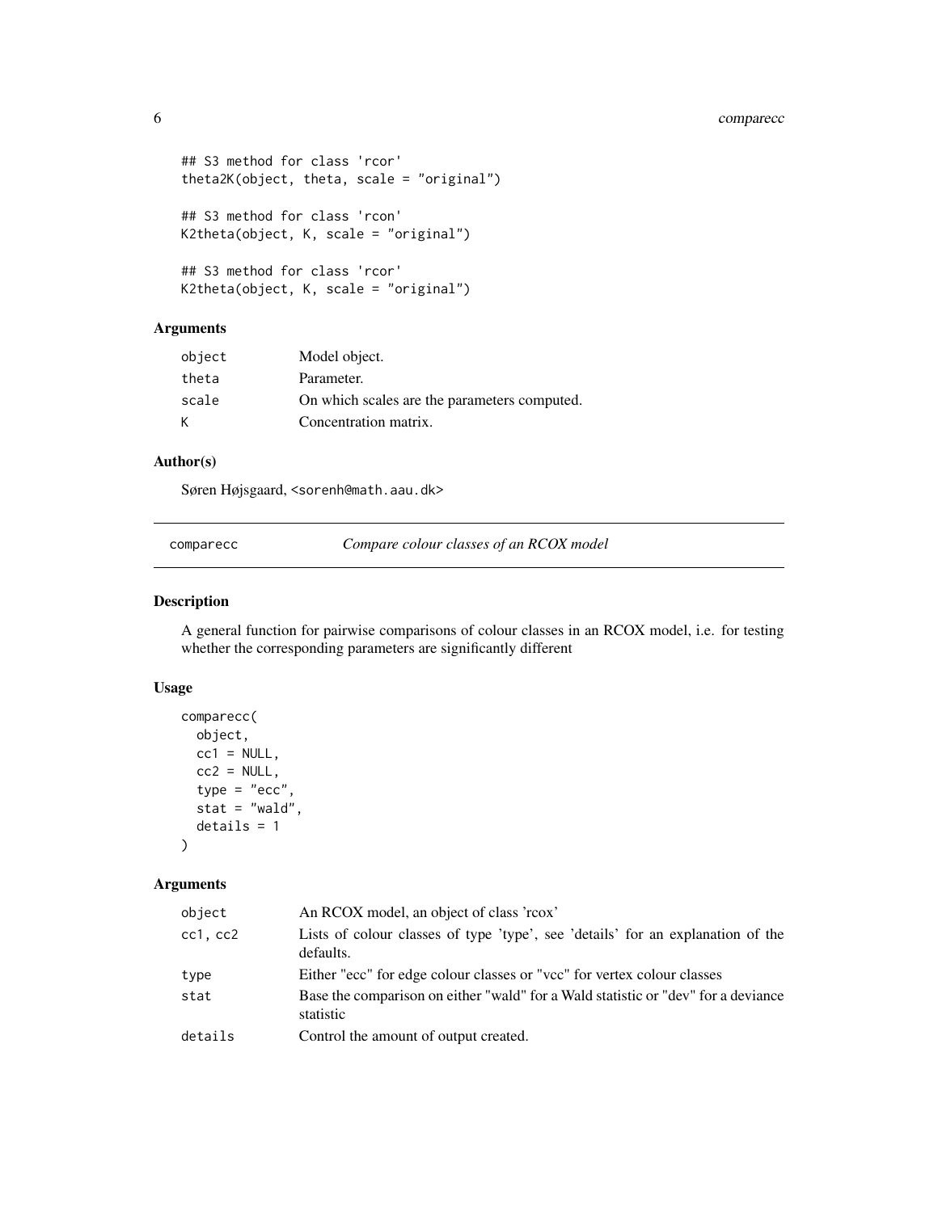```
## S3 method for class 'rcor'
theta2K(object, theta, scale = "original")

## S3 method for class 'rcon'
K2theta(object, K, scale = "original")

## S3 method for class 'rcor'
K2theta(object, K, scale = "original")
```

### Arguments

| | |
|---|---|
| `object` | Model object. |
| `theta` | Parameter. |
| `scale` | On which scales are the parameters computed. |
| `K` | Concentration matrix. |

### Author(s)

Søren Højsgaard, <sorenh@math.aau.dk>

---

## comparecc — *Compare colour classes of an RCOX model*

### Description

A general function for pairwise comparisons of colour classes in an RCOX model, i.e. for testing whether the corresponding parameters are significantly different

### Usage

```
comparecc(
  object,
  cc1 = NULL,
  cc2 = NULL,
  type = "ecc",
  stat = "wald",
  details = 1
)
```

### Arguments

| | |
|---|---|
| `object` | An RCOX model, an object of class 'rcox' |
| `cc1, cc2` | Lists of colour classes of type 'type', see 'details' for an explanation of the defaults. |
| `type` | Either "ecc" for edge colour classes or "vcc" for vertex colour classes |
| `stat` | Base the comparison on either "wald" for a Wald statistic or "dev" for a deviance statistic |
| `details` | Control the amount of output created. |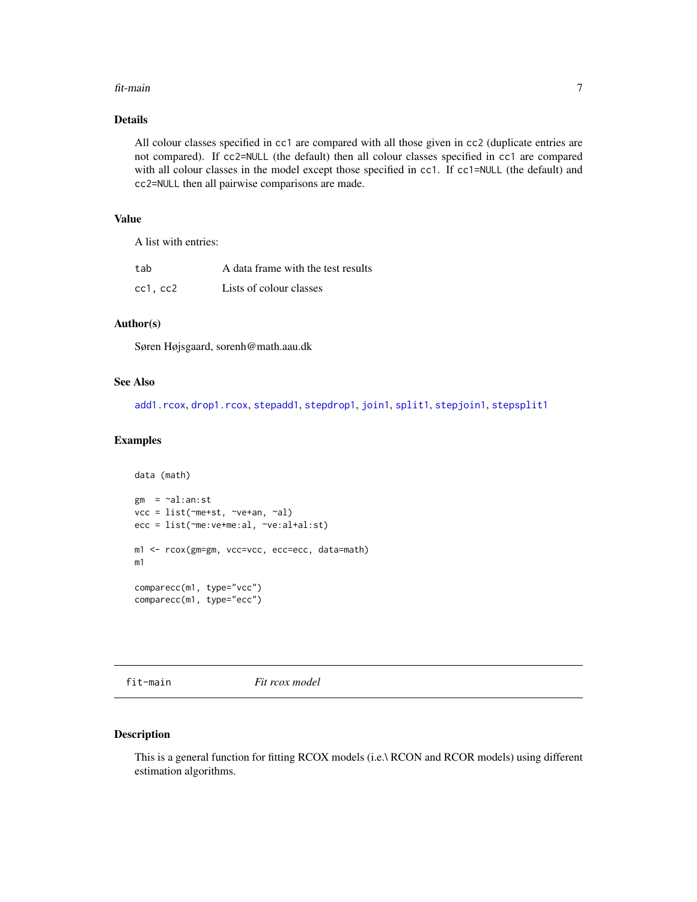## Details

All colour classes specified in `cc1` are compared with all those given in `cc2` (duplicate entries are not compared). If `cc2=NULL` (the default) then all colour classes specified in `cc1` are compared with all colour classes in the model except those specified in `cc1`. If `cc1=NULL` (the default) and `cc2=NULL` then all pairwise comparisons are made.

## Value

A list with entries:

| | |
|---|---|
| `tab` | A data frame with the test results |
| `cc1, cc2` | Lists of colour classes |

## Author(s)

Søren Højsgaard, sorenh@math.aau.dk

## See Also

`add1.rcox`, `drop1.rcox`, `stepadd1`, `stepdrop1`, `join1`, `split1`, `stepjoin1`, `stepsplit1`

## Examples

```
data (math)

gm  = ~al:an:st
vcc = list(~me+st, ~ve+an, ~al)
ecc = list(~me:ve+me:al, ~ve:al+al:st)

m1 <- rcox(gm=gm, vcc=vcc, ecc=ecc, data=math)
m1

comparecc(m1, type="vcc")
comparecc(m1, type="ecc")
```

---

# fit-main — *Fit rcox model*

## Description

This is a general function for fitting RCOX models (i.e.\ RCON and RCOR models) using different estimation algorithms.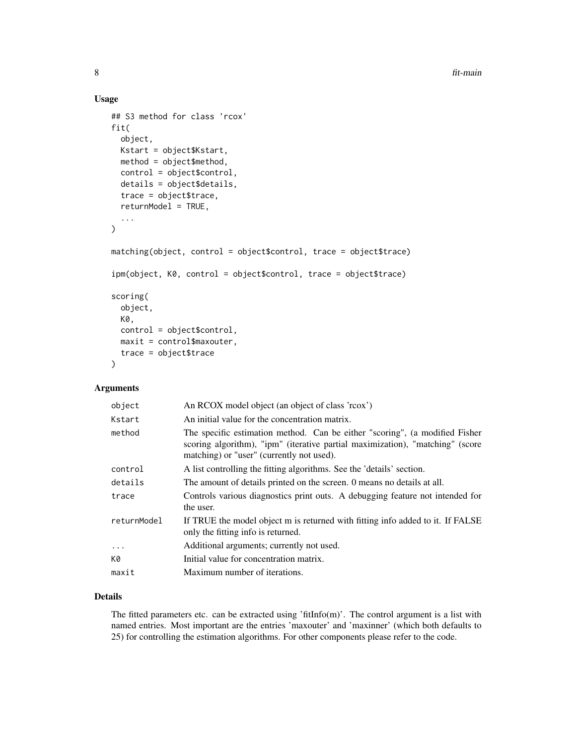## Usage

```
## S3 method for class 'rcox'
fit(
  object,
  Kstart = object$Kstart,
  method = object$method,
  control = object$control,
  details = object$details,
  trace = object$trace,
  returnModel = TRUE,
  ...
)

matching(object, control = object$control, trace = object$trace)

ipm(object, K0, control = object$control, trace = object$trace)

scoring(
  object,
  K0,
  control = object$control,
  maxit = control$maxouter,
  trace = object$trace
)
```

## Arguments

| | |
|---|---|
| `object` | An RCOX model object (an object of class 'rcox') |
| `Kstart` | An initial value for the concentration matrix. |
| `method` | The specific estimation method. Can be either "scoring", (a modified Fisher scoring algorithm), "ipm" (iterative partial maximization), "matching" (score matching) or "user" (currently not used). |
| `control` | A list controlling the fitting algorithms. See the 'details' section. |
| `details` | The amount of details printed on the screen. 0 means no details at all. |
| `trace` | Controls various diagnostics print outs. A debugging feature not intended for the user. |
| `returnModel` | If TRUE the model object m is returned with fitting info added to it. If FALSE only the fitting info is returned. |
| `...` | Additional arguments; currently not used. |
| `K0` | Initial value for concentration matrix. |
| `maxit` | Maximum number of iterations. |

## Details

The fitted parameters etc. can be extracted using 'fitInfo(m)'. The control argument is a list with named entries. Most important are the entries 'maxouter' and 'maxinner' (which both defaults to 25) for controlling the estimation algorithms. For other components please refer to the code.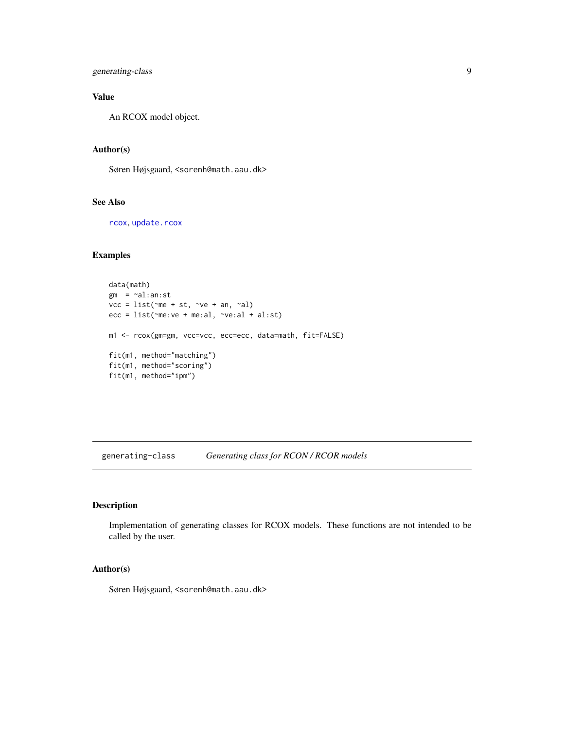### Value

An RCOX model object.

### Author(s)

Søren Højsgaard, <sorenh@math.aau.dk>

### See Also

rcox, update.rcox

### Examples

```
data(math)
gm  = ~al:an:st
vcc = list(~me + st, ~ve + an, ~al)
ecc = list(~me:ve + me:al, ~ve:al + al:st)

m1 <- rcox(gm=gm, vcc=vcc, ecc=ecc, data=math, fit=FALSE)

fit(m1, method="matching")
fit(m1, method="scoring")
fit(m1, method="ipm")
```

---

## generating-class    *Generating class for RCON / RCOR models*

### Description

Implementation of generating classes for RCOX models. These functions are not intended to be called by the user.

### Author(s)

Søren Højsgaard, <sorenh@math.aau.dk>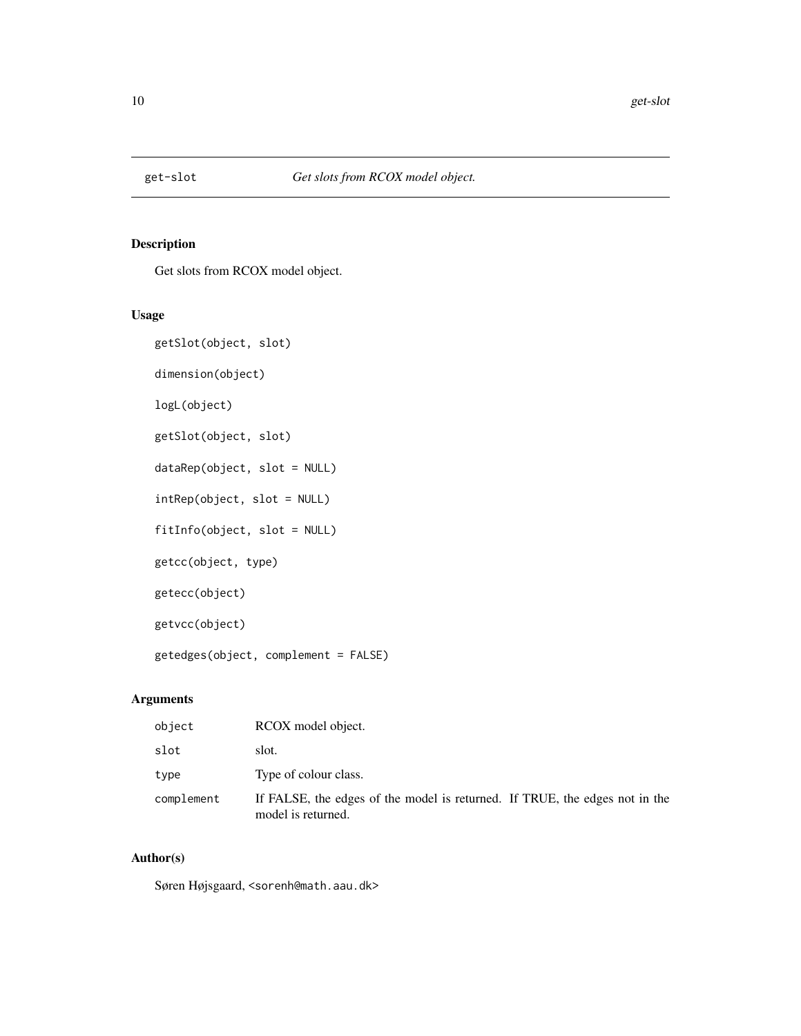# get-slot — *Get slots from RCOX model object.*

## Description

Get slots from RCOX model object.

## Usage

```
getSlot(object, slot)

dimension(object)

logL(object)

getSlot(object, slot)

dataRep(object, slot = NULL)

intRep(object, slot = NULL)

fitInfo(object, slot = NULL)

getcc(object, type)

getecc(object)

getvcc(object)

getedges(object, complement = FALSE)
```

## Arguments

| | |
|---|---|
| `object` | RCOX model object. |
| `slot` | slot. |
| `type` | Type of colour class. |
| `complement` | If FALSE, the edges of the model is returned. If TRUE, the edges not in the model is returned. |

## Author(s)

Søren Højsgaard, <sorenh@math.aau.dk>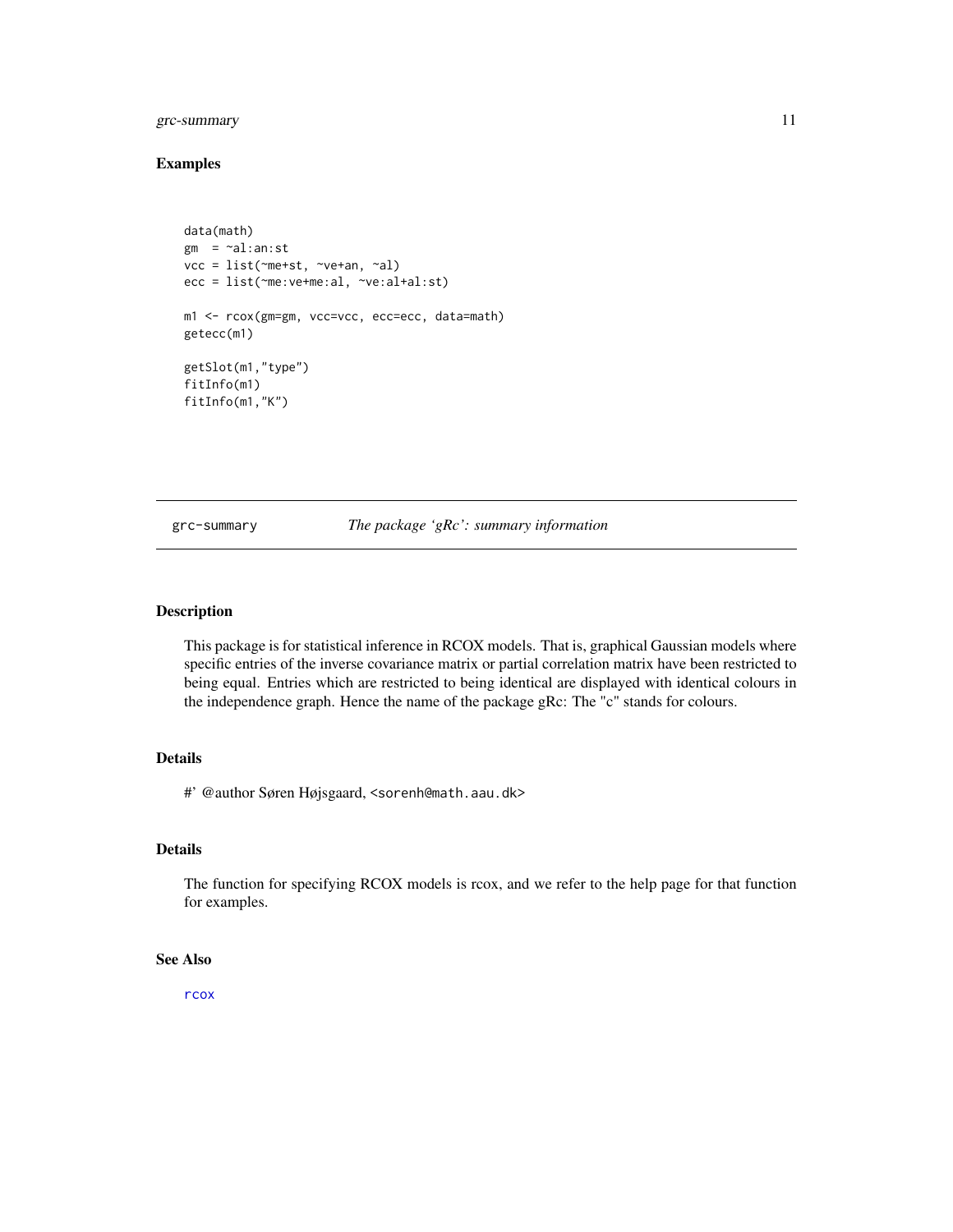## Examples

```
data(math)
gm  = ~al:an:st
vcc = list(~me+st, ~ve+an, ~al)
ecc = list(~me:ve+me:al, ~ve:al+al:st)

m1 <- rcox(gm=gm, vcc=vcc, ecc=ecc, data=math)
getecc(m1)

getSlot(m1,"type")
fitInfo(m1)
fitInfo(m1,"K")
```

---

# grc-summary — *The package 'gRc': summary information*

## Description

This package is for statistical inference in RCOX models. That is, graphical Gaussian models where specific entries of the inverse covariance matrix or partial correlation matrix have been restricted to being equal. Entries which are restricted to being identical are displayed with identical colours in the independence graph. Hence the name of the package gRc: The "c" stands for colours.

## Details

#' @author Søren Højsgaard, <sorenh@math.aau.dk>

## Details

The function for specifying RCOX models is rcox, and we refer to the help page for that function for examples.

## See Also

rcox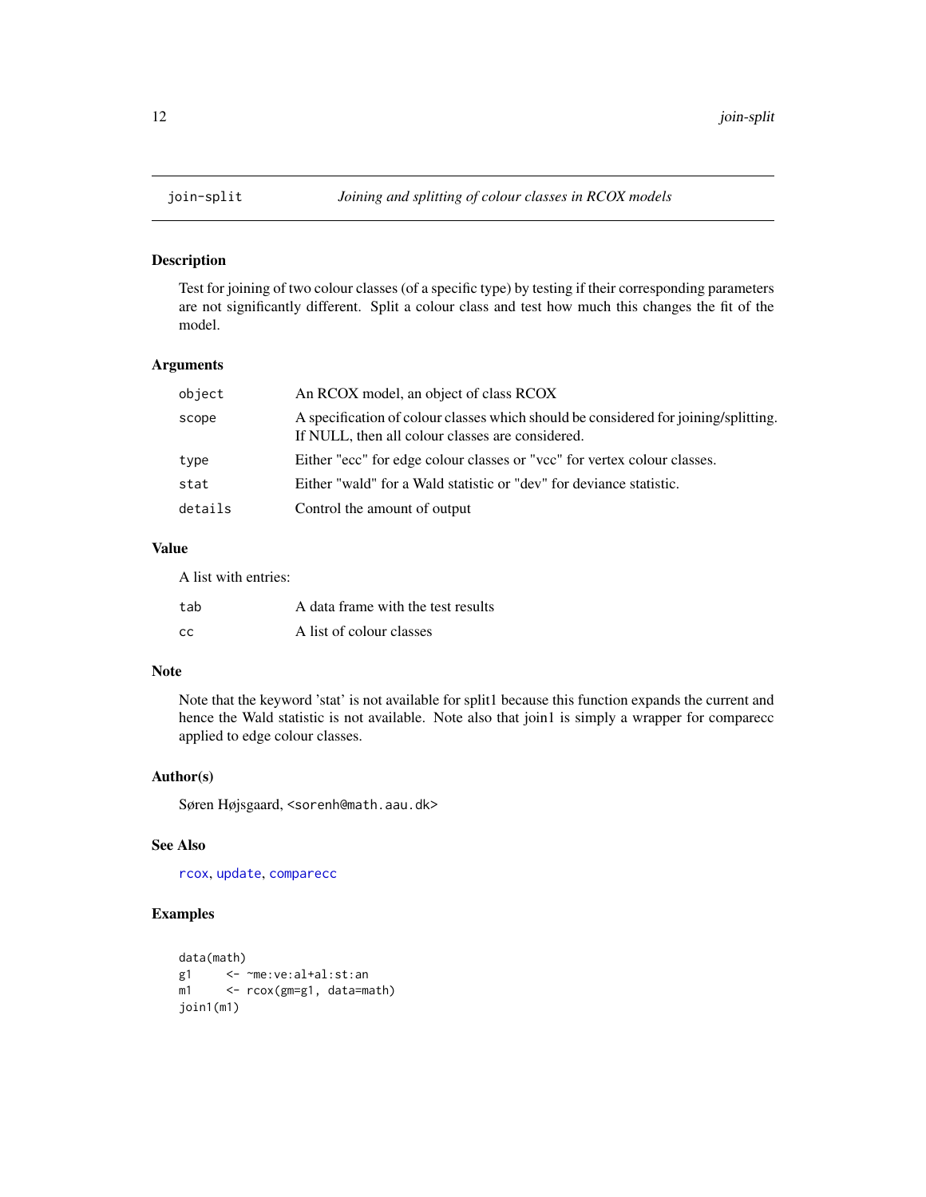## join-split &nbsp;&nbsp;&nbsp; *Joining and splitting of colour classes in RCOX models*

### Description

Test for joining of two colour classes (of a specific type) by testing if their corresponding parameters are not significantly different. Split a colour class and test how much this changes the fit of the model.

### Arguments

| | |
|---|---|
| `object` | An RCOX model, an object of class RCOX |
| `scope` | A specification of colour classes which should be considered for joining/splitting. If NULL, then all colour classes are considered. |
| `type` | Either "ecc" for edge colour classes or "vcc" for vertex colour classes. |
| `stat` | Either "wald" for a Wald statistic or "dev" for deviance statistic. |
| `details` | Control the amount of output |

### Value

A list with entries:

| | |
|---|---|
| `tab` | A data frame with the test results |
| `cc` | A list of colour classes |

### Note

Note that the keyword 'stat' is not available for split1 because this function expands the current and hence the Wald statistic is not available. Note also that join1 is simply a wrapper for comparecc applied to edge colour classes.

### Author(s)

Søren Højsgaard, `<sorenh@math.aau.dk>`

### See Also

`rcox`, `update`, `comparecc`

### Examples

```
data(math)
g1     <- ~me:ve:al+al:st:an
m1     <- rcox(gm=g1, data=math)
join1(m1)
```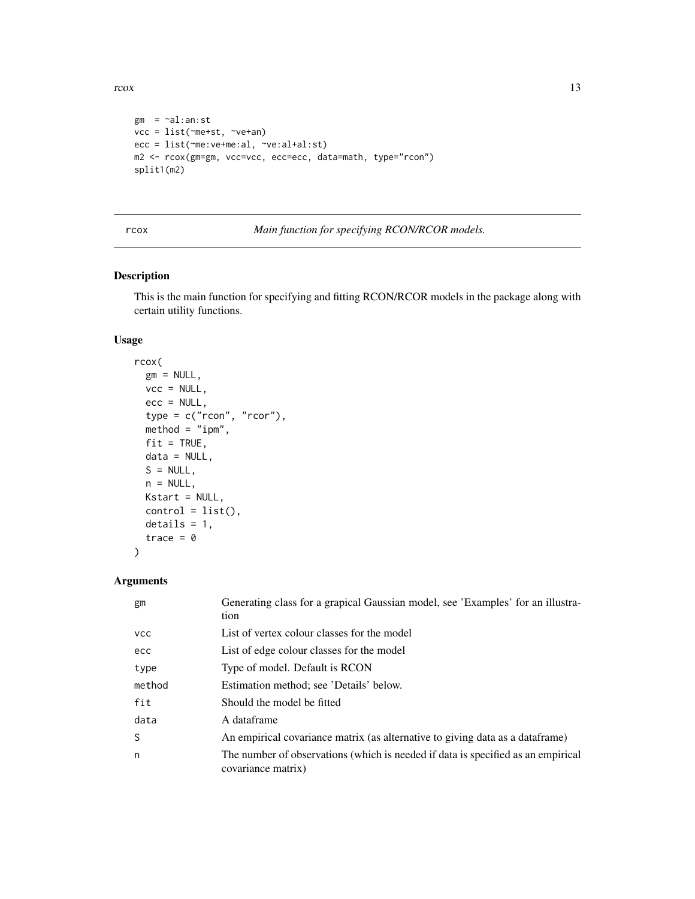```
gm  = ~al:an:st
vcc = list(~me+st, ~ve+an)
ecc = list(~me:ve+me:al, ~ve:al+al:st)
m2 <- rcox(gm=gm, vcc=vcc, ecc=ecc, data=math, type="rcon")
split1(m2)
```

## rcox — *Main function for specifying RCON/RCOR models.*

### Description

This is the main function for specifying and fitting RCON/RCOR models in the package along with certain utility functions.

### Usage

```
rcox(
  gm = NULL,
  vcc = NULL,
  ecc = NULL,
  type = c("rcon", "rcor"),
  method = "ipm",
  fit = TRUE,
  data = NULL,
  S = NULL,
  n = NULL,
  Kstart = NULL,
  control = list(),
  details = 1,
  trace = 0
)
```

### Arguments

| Argument | Description |
|---|---|
| gm | Generating class for a grapical Gaussian model, see 'Examples' for an illustration |
| vcc | List of vertex colour classes for the model |
| ecc | List of edge colour classes for the model |
| type | Type of model. Default is RCON |
| method | Estimation method; see 'Details' below. |
| fit | Should the model be fitted |
| data | A dataframe |
| S | An empirical covariance matrix (as alternative to giving data as a dataframe) |
| n | The number of observations (which is needed if data is specified as an empirical covariance matrix) |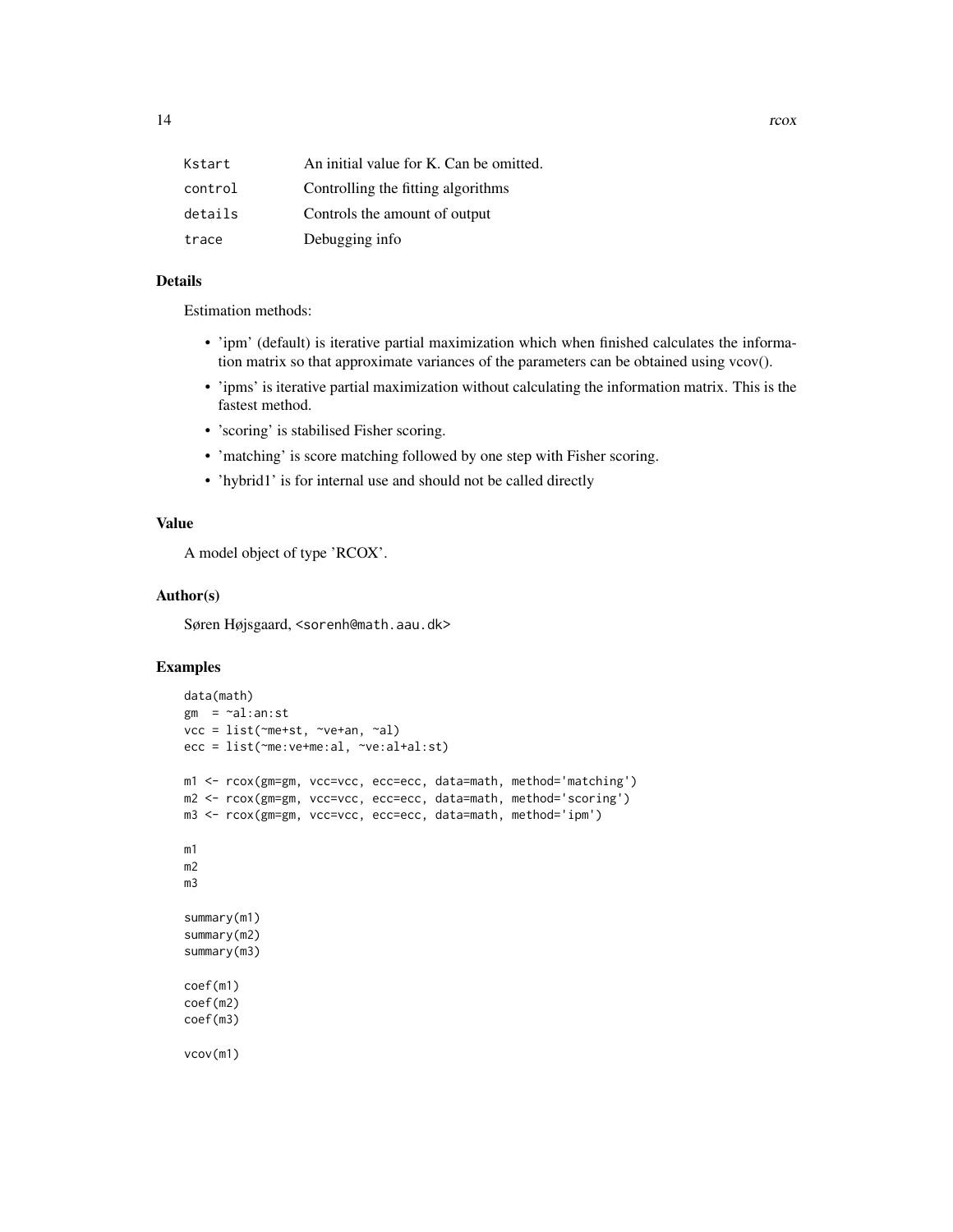| | |
|---|---|
| Kstart | An initial value for K. Can be omitted. |
| control | Controlling the fitting algorithms |
| details | Controls the amount of output |
| trace | Debugging info |

## Details

Estimation methods:

- 'ipm' (default) is iterative partial maximization which when finished calculates the information matrix so that approximate variances of the parameters can be obtained using vcov().
- 'ipms' is iterative partial maximization without calculating the information matrix. This is the fastest method.
- 'scoring' is stabilised Fisher scoring.
- 'matching' is score matching followed by one step with Fisher scoring.
- 'hybrid1' is for internal use and should not be called directly

## Value

A model object of type 'RCOX'.

## Author(s)

Søren Højsgaard, <sorenh@math.aau.dk>

## Examples

```
data(math)
gm  = ~al:an:st
vcc = list(~me+st, ~ve+an, ~al)
ecc = list(~me:ve+me:al, ~ve:al+al:st)

m1 <- rcox(gm=gm, vcc=vcc, ecc=ecc, data=math, method='matching')
m2 <- rcox(gm=gm, vcc=vcc, ecc=ecc, data=math, method='scoring')
m3 <- rcox(gm=gm, vcc=vcc, ecc=ecc, data=math, method='ipm')

m1
m2
m3

summary(m1)
summary(m2)
summary(m3)

coef(m1)
coef(m2)
coef(m3)

vcov(m1)
```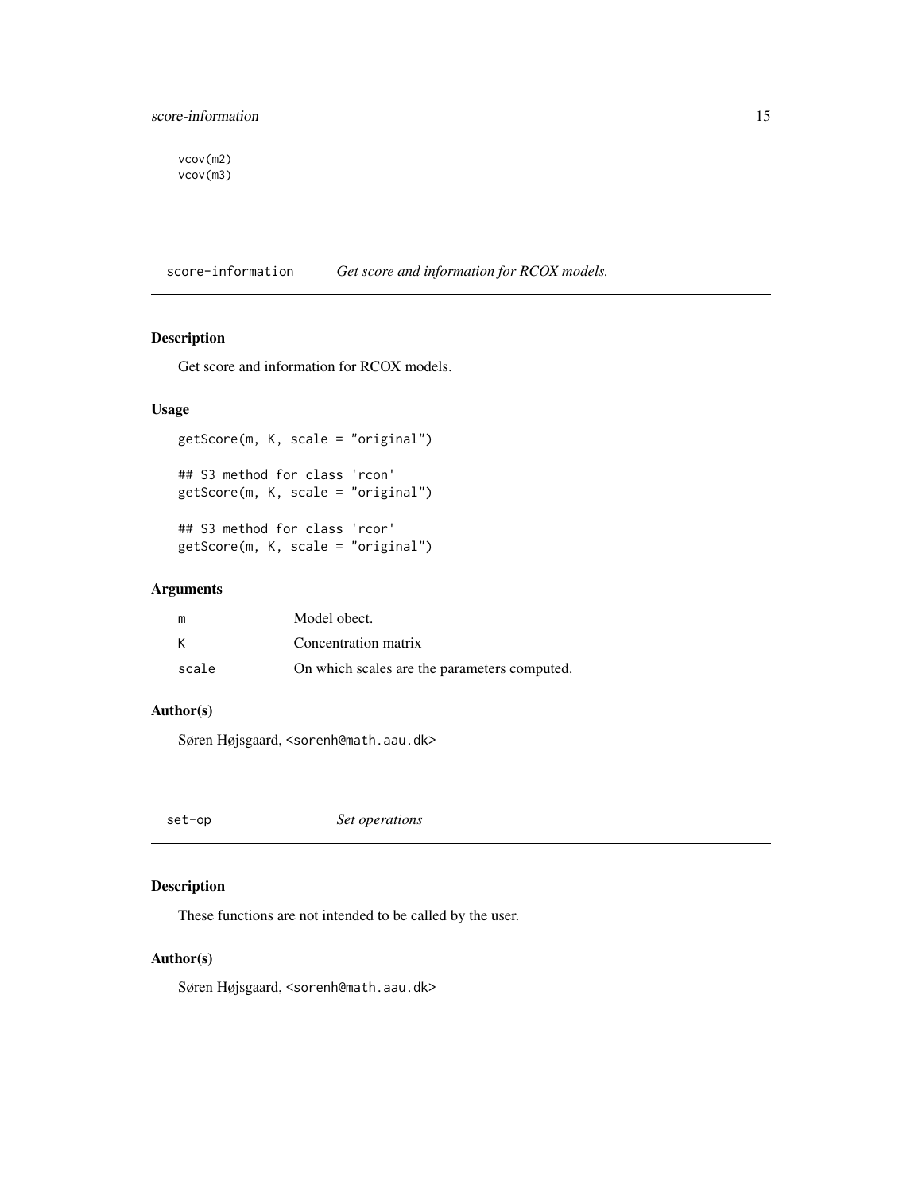```
vcov(m2)
vcov(m3)
```

---

## score-information — *Get score and information for RCOX models.*

### Description

Get score and information for RCOX models.

### Usage

```
getScore(m, K, scale = "original")

## S3 method for class 'rcon'
getScore(m, K, scale = "original")

## S3 method for class 'rcor'
getScore(m, K, scale = "original")
```

### Arguments

| | |
|---|---|
| m | Model obect. |
| K | Concentration matrix |
| scale | On which scales are the parameters computed. |

### Author(s)

Søren Højsgaard, <sorenh@math.aau.dk>

---

## set-op — *Set operations*

### Description

These functions are not intended to be called by the user.

### Author(s)

Søren Højsgaard, <sorenh@math.aau.dk>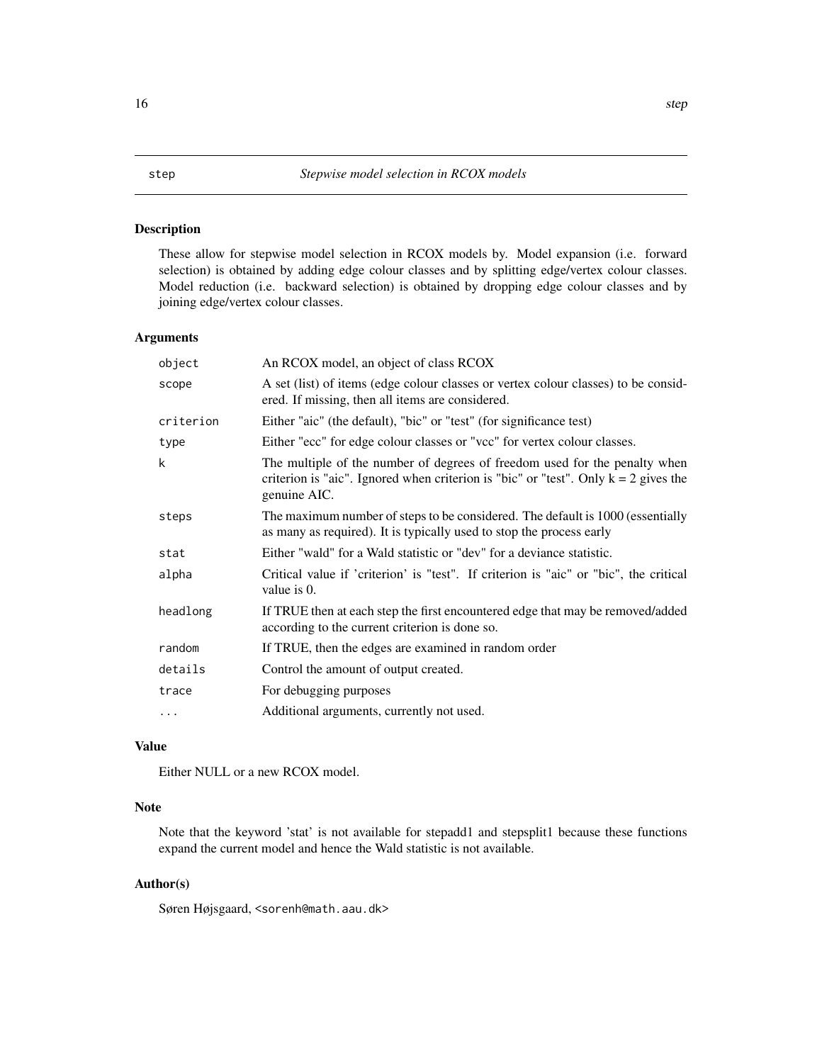# step *Stepwise model selection in RCOX models*

## Description

These allow for stepwise model selection in RCOX models by. Model expansion (i.e. forward selection) is obtained by adding edge colour classes and by splitting edge/vertex colour classes. Model reduction (i.e. backward selection) is obtained by dropping edge colour classes and by joining edge/vertex colour classes.

## Arguments

| | |
|---|---|
| `object` | An RCOX model, an object of class RCOX |
| `scope` | A set (list) of items (edge colour classes or vertex colour classes) to be considered. If missing, then all items are considered. |
| `criterion` | Either "aic" (the default), "bic" or "test" (for significance test) |
| `type` | Either "ecc" for edge colour classes or "vcc" for vertex colour classes. |
| `k` | The multiple of the number of degrees of freedom used for the penalty when criterion is "aic". Ignored when criterion is "bic" or "test". Only k = 2 gives the genuine AIC. |
| `steps` | The maximum number of steps to be considered. The default is 1000 (essentially as many as required). It is typically used to stop the process early |
| `stat` | Either "wald" for a Wald statistic or "dev" for a deviance statistic. |
| `alpha` | Critical value if 'criterion' is "test". If criterion is "aic" or "bic", the critical value is 0. |
| `headlong` | If TRUE then at each step the first encountered edge that may be removed/added according to the current criterion is done so. |
| `random` | If TRUE, then the edges are examined in random order |
| `details` | Control the amount of output created. |
| `trace` | For debugging purposes |
| `...` | Additional arguments, currently not used. |

## Value

Either NULL or a new RCOX model.

## Note

Note that the keyword 'stat' is not available for stepadd1 and stepsplit1 because these functions expand the current model and hence the Wald statistic is not available.

## Author(s)

Søren Højsgaard, <sorenh@math.aau.dk>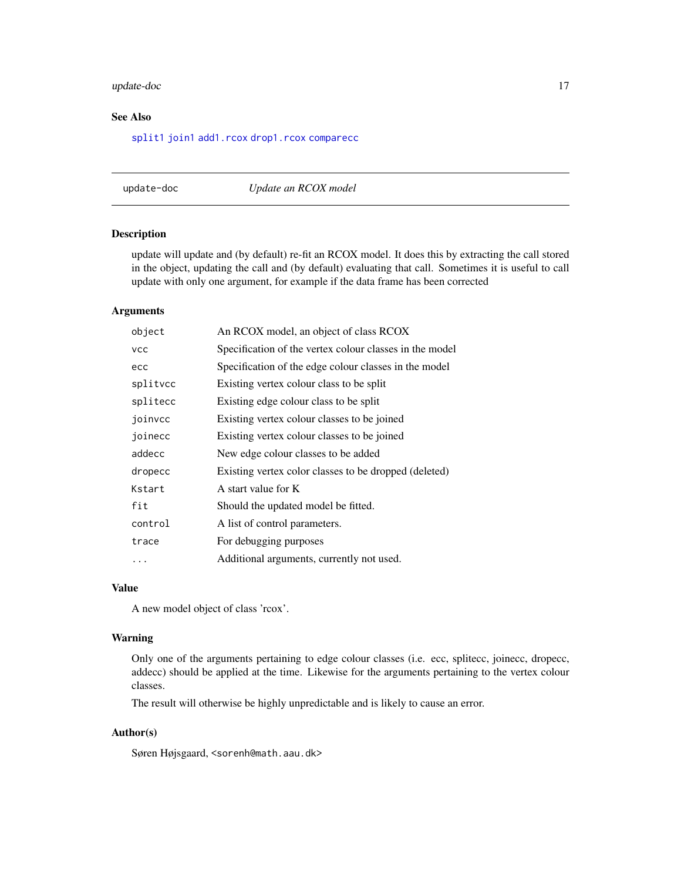## See Also

split1 join1 add1.rcox drop1.rcox comparecc

---

## update-doc *Update an RCOX model*

### Description

update will update and (by default) re-fit an RCOX model. It does this by extracting the call stored in the object, updating the call and (by default) evaluating that call. Sometimes it is useful to call update with only one argument, for example if the data frame has been corrected

### Arguments

| | |
|---|---|
| `object` | An RCOX model, an object of class RCOX |
| `vcc` | Specification of the vertex colour classes in the model |
| `ecc` | Specification of the edge colour classes in the model |
| `splitvcc` | Existing vertex colour class to be split |
| `splitecc` | Existing edge colour class to be split |
| `joinvcc` | Existing vertex colour classes to be joined |
| `joinecc` | Existing vertex colour classes to be joined |
| `addecc` | New edge colour classes to be added |
| `dropecc` | Existing vertex color classes to be dropped (deleted) |
| `Kstart` | A start value for K |
| `fit` | Should the updated model be fitted. |
| `control` | A list of control parameters. |
| `trace` | For debugging purposes |
| `...` | Additional arguments, currently not used. |

### Value

A new model object of class 'rcox'.

### Warning

Only one of the arguments pertaining to edge colour classes (i.e. ecc, splitecc, joinecc, dropecc, addecc) should be applied at the time. Likewise for the arguments pertaining to the vertex colour classes.

The result will otherwise be highly unpredictable and is likely to cause an error.

### Author(s)

Søren Højsgaard, <sorenh@math.aau.dk>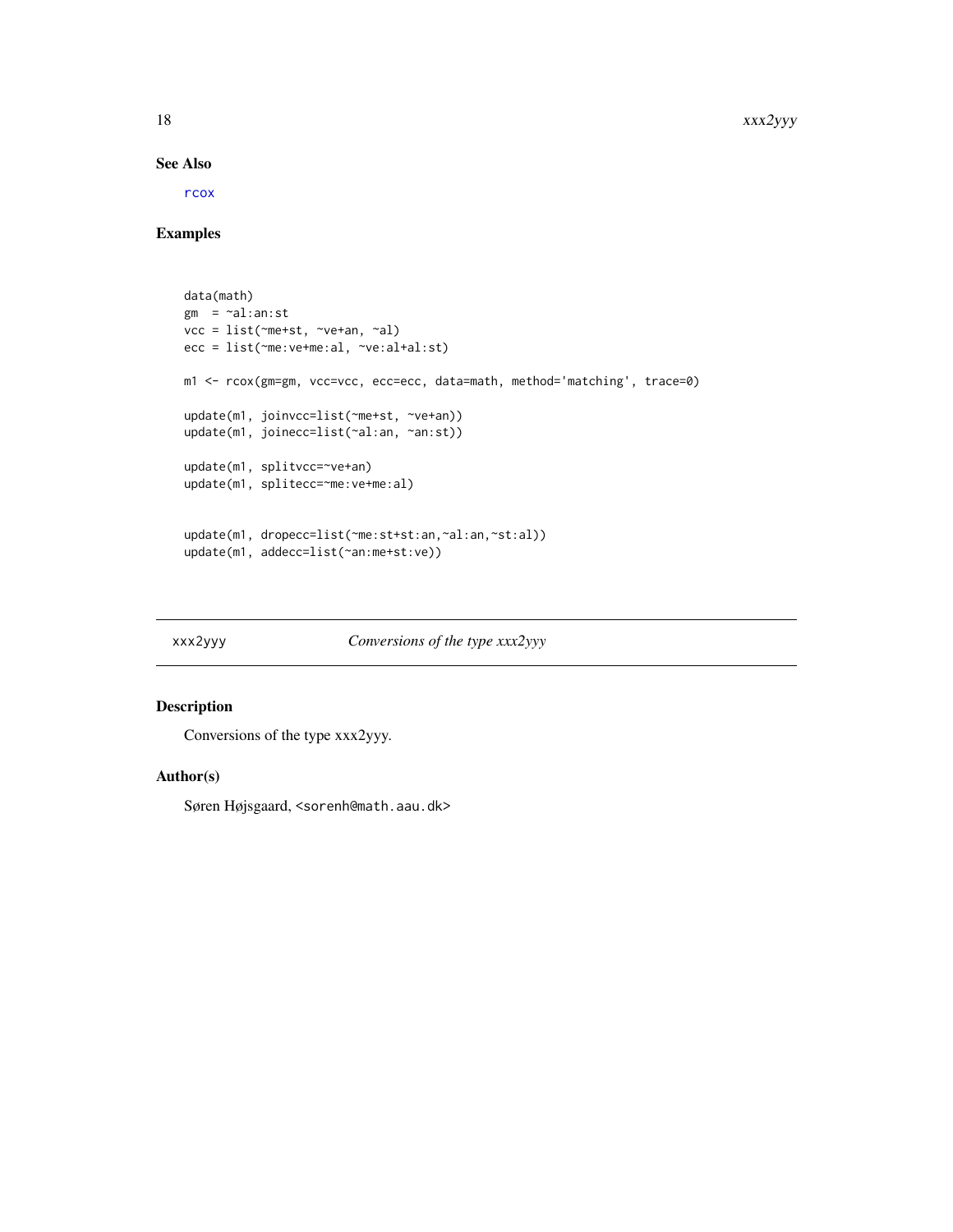### See Also

rcox

### Examples

```
data(math)
gm  = ~al:an:st
vcc = list(~me+st, ~ve+an, ~al)
ecc = list(~me:ve+me:al, ~ve:al+al:st)

m1 <- rcox(gm=gm, vcc=vcc, ecc=ecc, data=math, method='matching', trace=0)

update(m1, joinvcc=list(~me+st, ~ve+an))
update(m1, joinecc=list(~al:an, ~an:st))

update(m1, splitvcc=~ve+an)
update(m1, splitecc=~me:ve+me:al)


update(m1, dropecc=list(~me:st+st:an,~al:an,~st:al))
update(m1, addecc=list(~an:me+st:ve))
```

---

## xxx2yyy — *Conversions of the type xxx2yyy*

### Description

Conversions of the type xxx2yyy.

### Author(s)

Søren Højsgaard, <sorenh@math.aau.dk>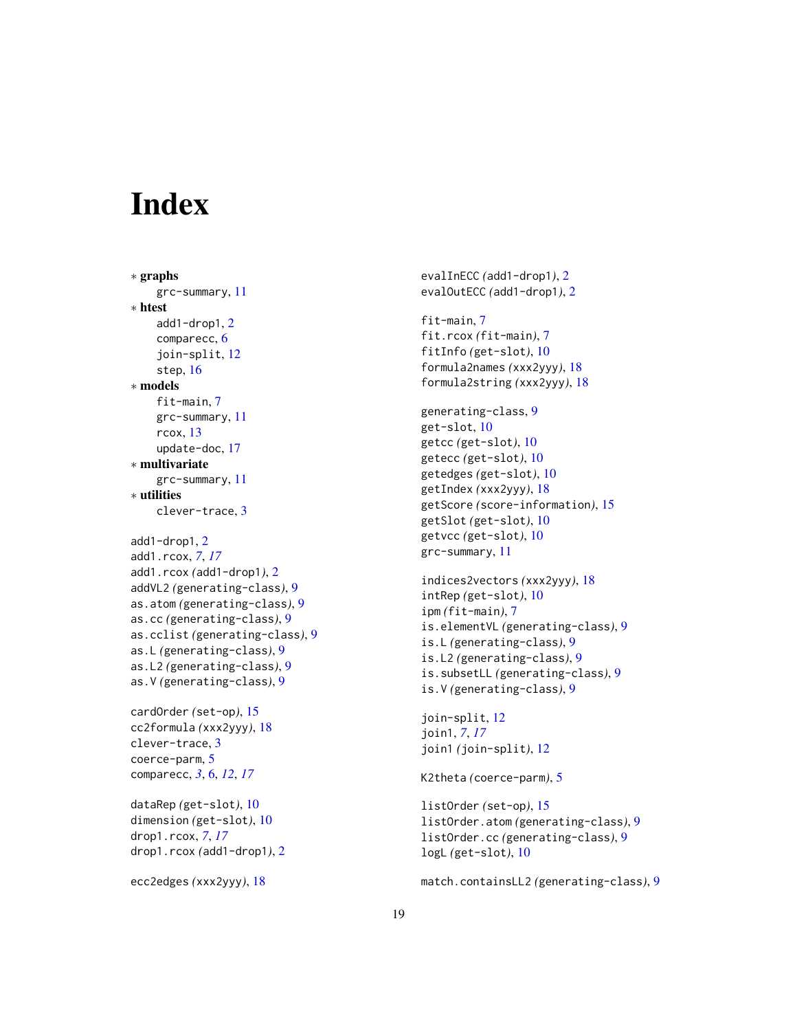# Index

∗ **graphs**
- grc-summary, 11

∗ **htest**
- add1-drop1, 2
- comparecc, 6
- join-split, 12
- step, 16

∗ **models**
- fit-main, 7
- grc-summary, 11
- rcox, 13
- update-doc, 17

∗ **multivariate**
- grc-summary, 11

∗ **utilities**
- clever-trace, 3

add1-drop1, 2
add1.rcox, *7*, *17*
add1.rcox *(*add1-drop1*)*, 2
addVL2 *(*generating-class*)*, 9
as.atom *(*generating-class*)*, 9
as.cc *(*generating-class*)*, 9
as.cclist *(*generating-class*)*, 9
as.L *(*generating-class*)*, 9
as.L2 *(*generating-class*)*, 9
as.V *(*generating-class*)*, 9

cardOrder *(*set-op*)*, 15
cc2formula *(*xxx2yyy*)*, 18
clever-trace, 3
coerce-parm, 5
comparecc, *3*, 6, *12*, *17*

dataRep *(*get-slot*)*, 10
dimension *(*get-slot*)*, 10
drop1.rcox, *7*, *17*
drop1.rcox *(*add1-drop1*)*, 2

ecc2edges *(*xxx2yyy*)*, 18
evalInECC *(*add1-drop1*)*, 2
evalOutECC *(*add1-drop1*)*, 2

fit-main, 7
fit.rcox *(*fit-main*)*, 7
fitInfo *(*get-slot*)*, 10
formula2names *(*xxx2yyy*)*, 18
formula2string *(*xxx2yyy*)*, 18

generating-class, 9
get-slot, 10
getcc *(*get-slot*)*, 10
getecc *(*get-slot*)*, 10
getedges *(*get-slot*)*, 10
getIndex *(*xxx2yyy*)*, 18
getScore *(*score-information*)*, 15
getSlot *(*get-slot*)*, 10
getvcc *(*get-slot*)*, 10
grc-summary, 11

indices2vectors *(*xxx2yyy*)*, 18
intRep *(*get-slot*)*, 10
ipm *(*fit-main*)*, 7
is.elementVL *(*generating-class*)*, 9
is.L *(*generating-class*)*, 9
is.L2 *(*generating-class*)*, 9
is.subsetLL *(*generating-class*)*, 9
is.V *(*generating-class*)*, 9

join-split, 12
join1, *7*, *17*
join1 *(*join-split*)*, 12

K2theta *(*coerce-parm*)*, 5

listOrder *(*set-op*)*, 15
listOrder.atom *(*generating-class*)*, 9
listOrder.cc *(*generating-class*)*, 9
logL *(*get-slot*)*, 10

match.containsLL2 *(*generating-class*)*, 9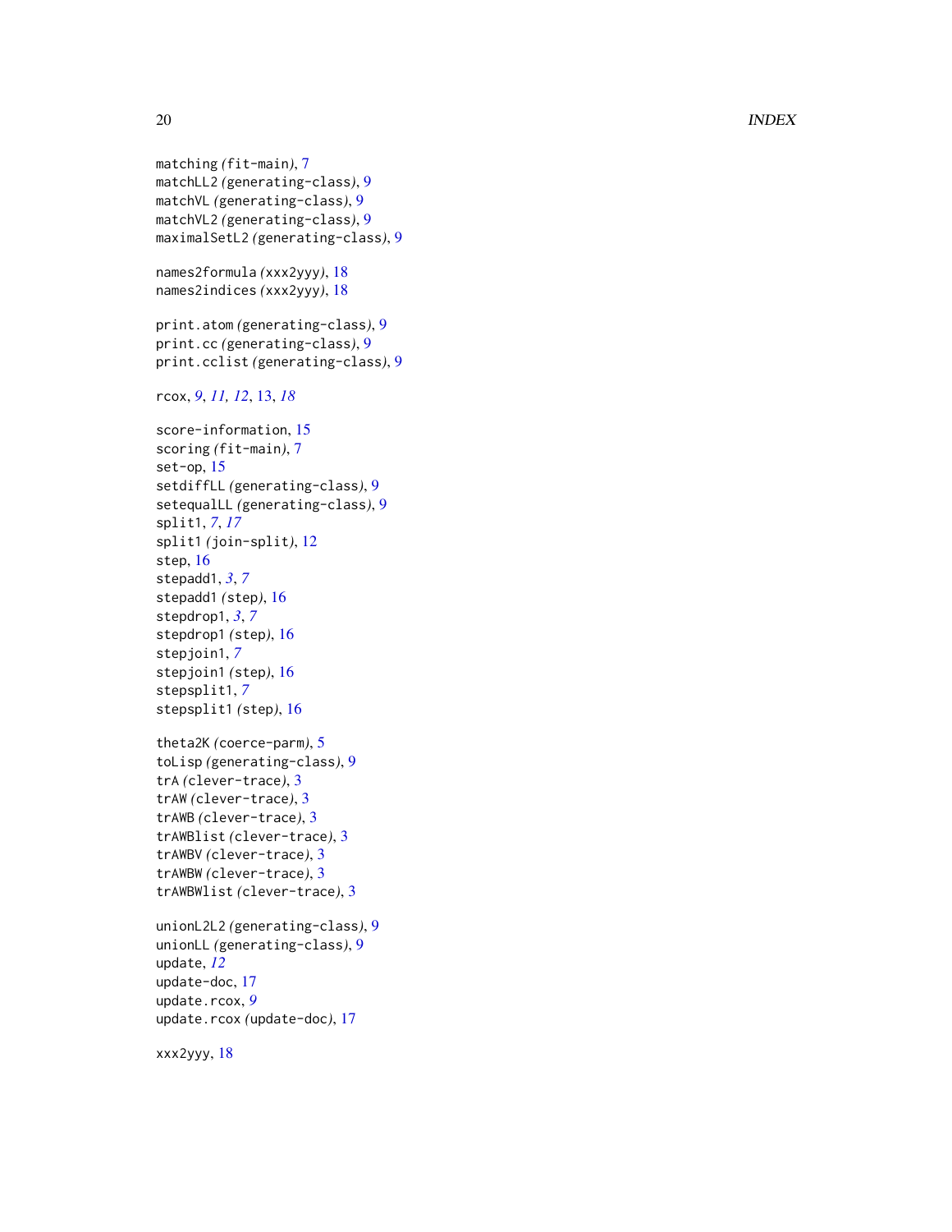matching *(*fit-main*)*, 7
matchLL2 *(*generating-class*)*, 9
matchVL *(*generating-class*)*, 9
matchVL2 *(*generating-class*)*, 9
maximalSetL2 *(*generating-class*)*, 9

names2formula *(*xxx2yyy*)*, 18
names2indices *(*xxx2yyy*)*, 18

print.atom *(*generating-class*)*, 9
print.cc *(*generating-class*)*, 9
print.cclist *(*generating-class*)*, 9

rcox, *9*, *11*, *12*, 13, *18*

score-information, 15
scoring *(*fit-main*)*, 7
set-op, 15
setdiffLL *(*generating-class*)*, 9
setequalLL *(*generating-class*)*, 9
split1, *7*, *17*
split1 *(*join-split*)*, 12
step, 16
stepadd1, *3*, *7*
stepadd1 *(*step*)*, 16
stepdrop1, *3*, *7*
stepdrop1 *(*step*)*, 16
stepjoin1, *7*
stepjoin1 *(*step*)*, 16
stepsplit1, *7*
stepsplit1 *(*step*)*, 16

theta2K *(*coerce-parm*)*, 5
toLisp *(*generating-class*)*, 9
trA *(*clever-trace*)*, 3
trAW *(*clever-trace*)*, 3
trAWB *(*clever-trace*)*, 3
trAWBlist *(*clever-trace*)*, 3
trAWBV *(*clever-trace*)*, 3
trAWBW *(*clever-trace*)*, 3
trAWBWlist *(*clever-trace*)*, 3

unionL2L2 *(*generating-class*)*, 9
unionLL *(*generating-class*)*, 9
update, *12*
update-doc, 17
update.rcox, *9*
update.rcox *(*update-doc*)*, 17

xxx2yyy, 18